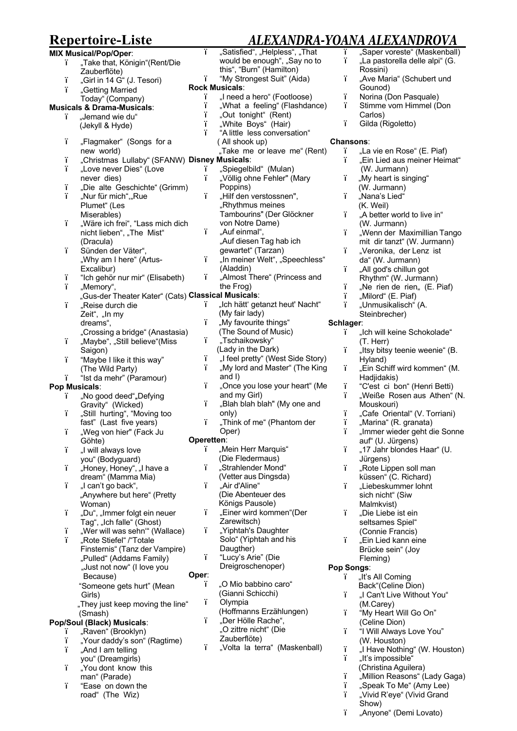# Repertoire-Liste *ALEXANDRA-YOANA ALEXANDROVA*

**MIX Musical/Pop/Oper**:
- „Take that, Königin“(Rent/Die Zauberflöte)
- „Girl in 14 G“ (J. Tesori)
- „Getting Married Today“ (Company)

**Musicals & Drama-Musicals**:
- „Jemand wie du“ (Jekyll & Hyde)
- „Flagmaker“ (Songs for a new world)
- „Christmas Lullaby“ (SFANW)
- „Love never Dies“ (Love never dies)
- „Die alte Geschichte“ (Grimm)
- „Nur für mich“,„Rue Plumet“ (Les Miserables)
- „Wäre ich frei“, “Lass mich dich nicht lieben“, „The Mist“ (Dracula)
- Sünden der Väter“, „Why am I here“ (Artus-Excalibur)
- “Ich gehör nur mir“ (Elisabeth)
- „Memory“, „Gus-der Theater Kater“ (Cats)
- „Reise durch die Zeit“, „In my dreams“, „Crossing a bridge“ (Anastasia)
- „Maybe“, „Still believe“(Miss Saigon)
- “Maybe I like it this way” (The Wild Party)
- “Ist da mehr” (Paramour)

**Pop Musicals**:
- „No good deed“„Defying Gravity“ (Wicked)
- „Still hurting“, “Moving too fast” (Last five years)
- „Weg von hier“ (Fack Ju Göhte)
- „I will always love you“ (Bodyguard)
- „Honey, Honey“, „I have a dream“ (Mamma Mia)
- „I can't go back“, „Anywhere but here“ (Pretty Woman)
- „Du“, „Immer folgt ein neuer Tag“, „Ich falle“ (Ghost)
- „Wer will was sehn'“ (Wallace)
- „Rote Stiefel“ /“Totale Finsternis“ (Tanz der Vampire)
- „Pulled“ (Addams Family)
- „Just not now“ (I love you Because)
- “Someone gets hurt” (Mean Girls)
- „They just keep moving the line“ (Smash)

**Pop/Soul (Black) Musicals**:
- „Raven“ (Brooklyn)
- „Your daddy's son“ (Ragtime)
- „And I am telling you“ (Dreamgirls)
- „You dont know this man“ (Parade)
- “Ease on down the road“ (The Wiz)
- „Satisfied“, „Helpless“, „That would be enough“, „Say no to this“, “Burn” (Hamilton)
- “My Strongest Suit” (Aida)

**Rock Musicals**:
- „I need a hero“ (Footloose)
- „What a feeling“ (Flashdance)
- „Out tonight“ (Rent)
- „White Boys“ (Hair)
- “A little less conversation“ ( All shook up)
- „Take me or leave me“ (Rent)

**Disney Musicals**:
- „Spiegelbild“ (Mulan)
- „Völlig ohne Fehler" (Mary Poppins)
- „Hilf den verstossnen", „Rhythmus meines Tambourins" (Der Glöckner von Notre Dame)
- „Auf einmal“, „Auf diesen Tag hab ich gewartet“ (Tarzan)
- „In meiner Welt“, „Speechless“ (Aladdin)
- „Almost There“ (Princess and the Frog)

**Classical Musicals**:
- „Ich hätt‘ getanzt heut' Nacht“ (My fair lady)
- „My favourite things“ (The Sound of Music)
- „Tschaikowsky“ (Lady in the Dark)
- „I feel pretty“ (West Side Story)
- „My lord and Master“ (The King and I)
- „Once you lose your heart“ (Me and my Girl)
- „Blah blah blah" (My one and only)
- „Think of me“ (Phantom der Oper)

**Operetten**:
- „Mein Herr Marquis“ (Die Fledermaus)
- „Strahlender Mond“ (Vetter aus Dingsda)
- „Air d'Aline“ (Die Abenteuer des Königs Pausole)
- „Einer wird kommen“(Der Zarewitsch)
- „Yiphtah's Daughter Solo“ (Yiphtah and his Daugther)
- “Lucy's Arie” (Die Dreigroschenoper)

**Oper**:
- „O Mio babbino caro“ (Gianni Schicchi)
- Olympia (Hoffmanns Erzählungen)
- „Der Hölle Rache“, „O zittre nicht“ (Die Zauberflöte)
- „Volta la terra“ (Maskenball)
- „Saper voreste“ (Maskenball)
- „La pastorella delle alpi“ (G. Rossini)
- „Ave Maria“ (Schubert und Gounod)
- Norina (Don Pasquale)
- Stimme vom Himmel (Don Carlos)
- Gilda (Rigoletto)

**Chansons**:
- „La vie en Rose“ (E. Piaf)
- „Ein Lied aus meiner Heimat“ (W. Jurmann)
- „My heart is singing“ (W. Jurmann)
- „Nana's Lied“ (K. Weil)
- „A better world to live in“ (W. Jurmann)
- „Wenn der Maximillian Tango mit dir tanzt“ (W. Jurmann)
- „Veronika, der Lenz ist da“ (W. Jurmann)
- „All god's chillun got Rhythm“ (W. Jurmann)
- „Ne rien de rien„ (E. Piaf)
- „Milord“ (E. Piaf)
- „Unmusikalisch“ (A. Steinbrecher)

**Schlager**:
- „Ich will keine Schokolade“ (T. Herr)
- „Itsy bitsy teenie weenie“ (B. Hyland)
- „Ein Schiff wird kommen“ (M. Hadjidakis)
- “C'est ci bon“ (Henri Betti)
- „Weiße Rosen aus Athen“ (N. Mouskouri)
- „Cafe Oriental“ (V. Torriani)
- „Marina“ (R. granata)
- „Immer wieder geht die Sonne auf“ (U. Jürgens)
- „17 Jahr blondes Haar“ (U. Jürgens)
- „Rote Lippen soll man küssen“ (C. Richard)
- „Liebeskummer lohnt sich nicht“ (Siw Malmkvist)
- „Die Liebe ist ein seltsames Spiel“ (Connie Francis)
- „Ein Lied kann eine Brücke sein“ (Joy Fleming)

**Pop Songs**:
- „It's All Coming Back“(Celine Dion)
- „I Can't Live Without You“ (M.Carey)
- “My Heart Will Go On” (Celine Dion)
- “I Will Always Love You” (W. Houston)
- „I Have Nothing“ (W. Houston)
- „It's impossible“ (Christina Aguilera)
- „Million Reasons“ (Lady Gaga)
- „Speak To Me“ (Amy Lee)
- „Vivid R'eye“ (Vivid Grand Show)
- „Anyone“ (Demi Lovato)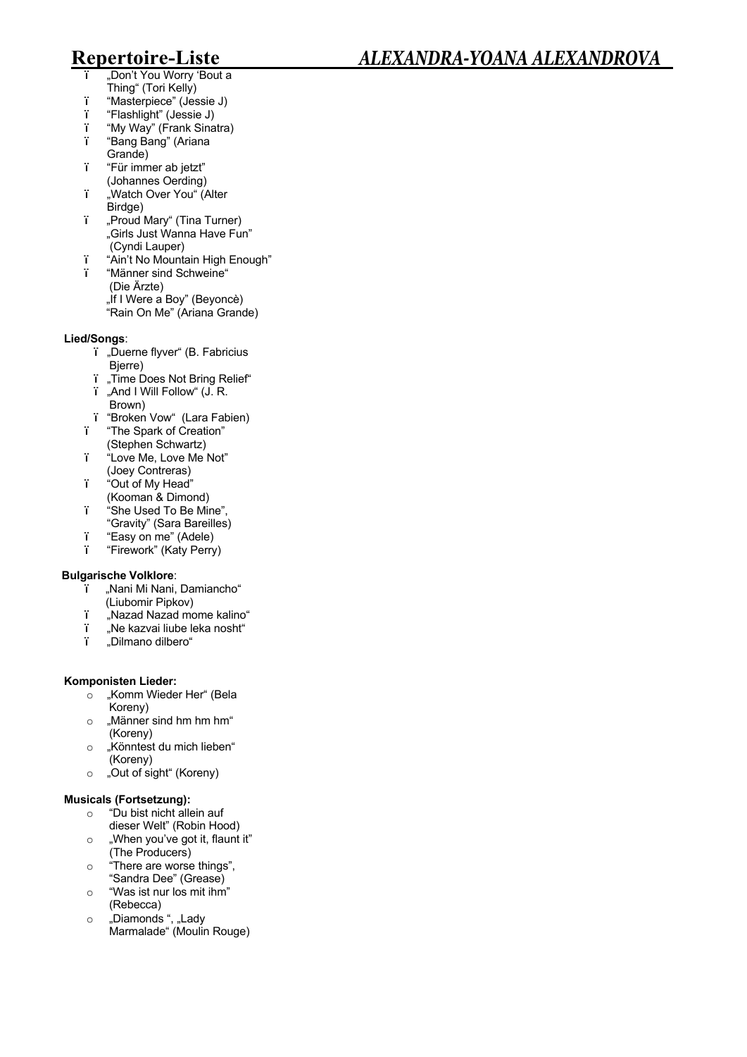# Repertoire-Liste *ALEXANDRA-YOANA ALEXANDROVA*

- „Don't You Worry 'Bout a Thing" (Tori Kelly)
- "Masterpiece" (Jessie J)
- "Flashlight" (Jessie J)
- "My Way" (Frank Sinatra)
- "Bang Bang" (Ariana Grande)
- "Für immer ab jetzt" (Johannes Oerding)
- „Watch Over You" (Alter Birdge)
- „Proud Mary" (Tina Turner) „Girls Just Wanna Have Fun" (Cyndi Lauper)
- "Ain't No Mountain High Enough"
- "Männer sind Schweine" (Die Ärzte) „If I Were a Boy" (Beyoncè) "Rain On Me" (Ariana Grande)

**Lied/Songs**:

- „Duerne flyver" (B. Fabricius Bjerre)
- „Time Does Not Bring Relief"
- „And I Will Follow" (J. R. Brown)
- "Broken Vow" (Lara Fabien)
- "The Spark of Creation" (Stephen Schwartz)
- "Love Me, Love Me Not" (Joey Contreras)
- "Out of My Head" (Kooman & Dimond)
- "She Used To Be Mine", "Gravity" (Sara Bareilles)
- "Easy on me" (Adele)
- "Firework" (Katy Perry)

**Bulgarische Volklore**:

- „Nani Mi Nani, Damiancho" (Liubomir Pipkov)
- „Nazad Nazad mome kalino"
- „Ne kazvai liube leka nosht"
- „Dilmano dilbero"

**Komponisten Lieder:**

- „Komm Wieder Her" (Bela Koreny)
- „Männer sind hm hm hm" (Koreny)
- „Könntest du mich lieben" (Koreny)
- „Out of sight" (Koreny)

**Musicals (Fortsetzung):**

- "Du bist nicht allein auf dieser Welt" (Robin Hood)
- „When you've got it, flaunt it" (The Producers)
- "There are worse things", "Sandra Dee" (Grease)
- "Was ist nur los mit ihm" (Rebecca)
- „Diamonds ", „Lady Marmalade" (Moulin Rouge)